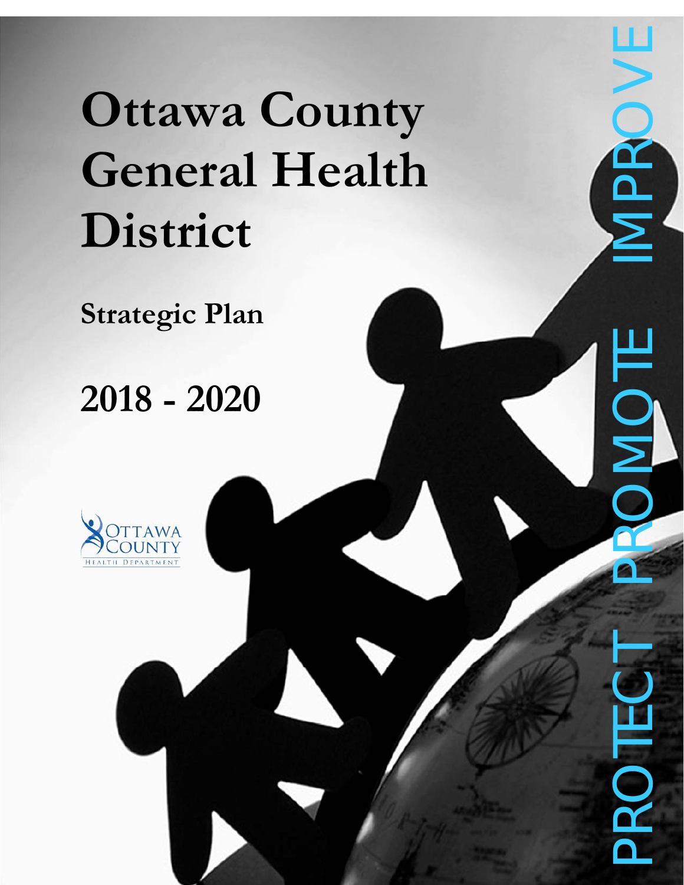# Ottawa County General Health District

## Strategic Plan

## 2018 - 2020

OTTAWA COUNTY HEALTH DEPARTMENT

PROTECT PROMOTE IMPROVE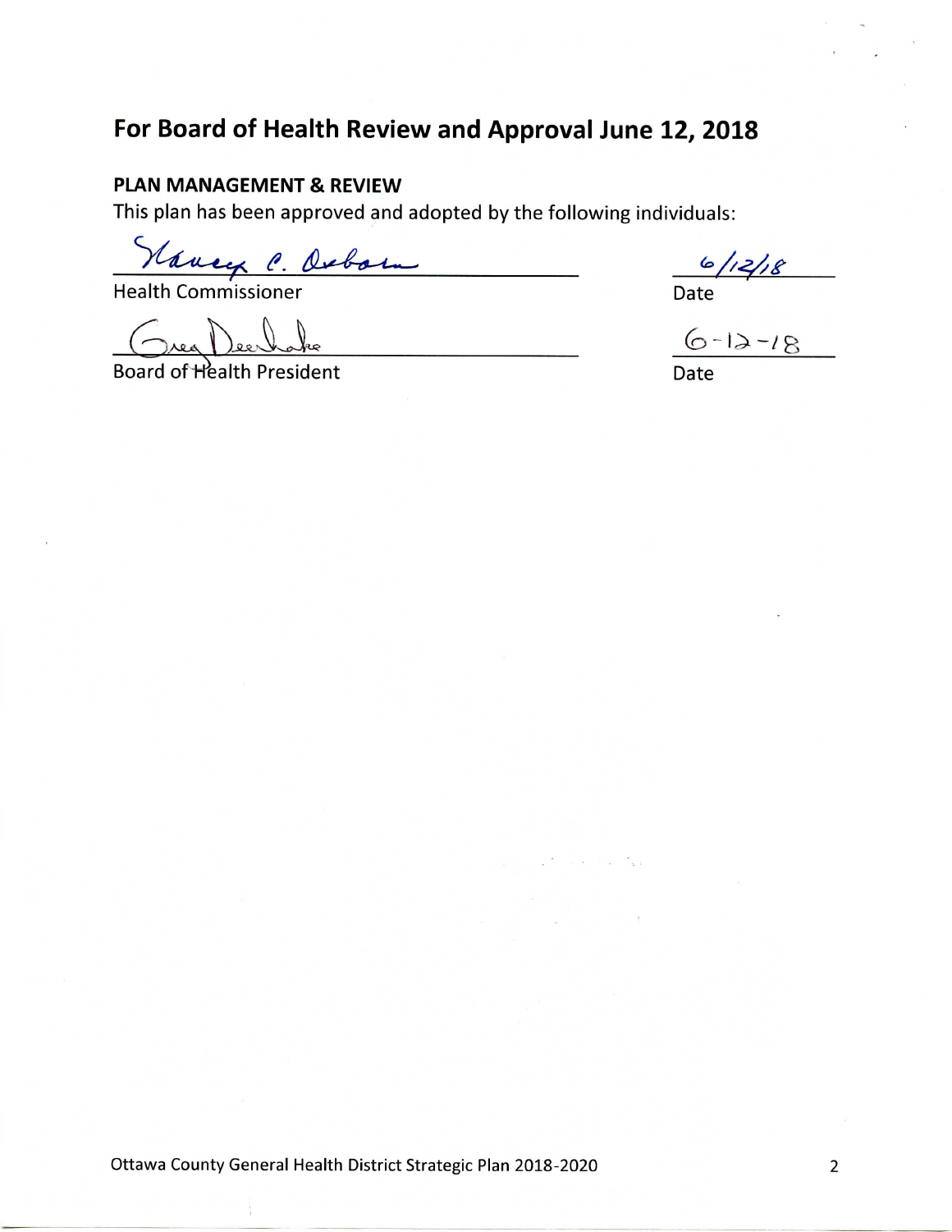# For Board of Health Review and Approval June 12, 2018

## PLAN MANAGEMENT & REVIEW

This plan has been approved and adopted by the following individuals:

Nancy C. Osborn
Health Commissioner

6/12/18
Date

Greg DeVillers
Board of Health President

6-12-18
Date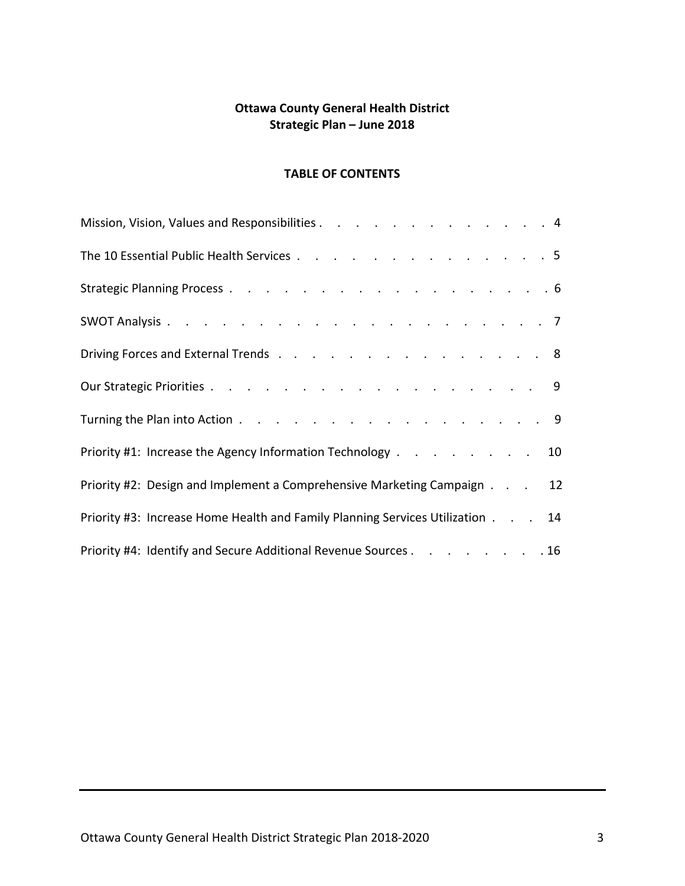**Ottawa County General Health District**
**Strategic Plan – June 2018**

## TABLE OF CONTENTS

Mission, Vision, Values and Responsibilities . . . . . . . . . . . . . . 4

The 10 Essential Public Health Services . . . . . . . . . . . . . . . 5

Strategic Planning Process . . . . . . . . . . . . . . . . . . . 6

SWOT Analysis . . . . . . . . . . . . . . . . . . . . . . . 7

Driving Forces and External Trends . . . . . . . . . . . . . . . . 8

Our Strategic Priorities . . . . . . . . . . . . . . . . . . . 9

Turning the Plan into Action . . . . . . . . . . . . . . . . . . 9

Priority #1: Increase the Agency Information Technology . . . . . . . . 10

Priority #2: Design and Implement a Comprehensive Marketing Campaign . . . 12

Priority #3: Increase Home Health and Family Planning Services Utilization . . . 14

Priority #4: Identify and Secure Additional Revenue Sources . . . . . . . . 16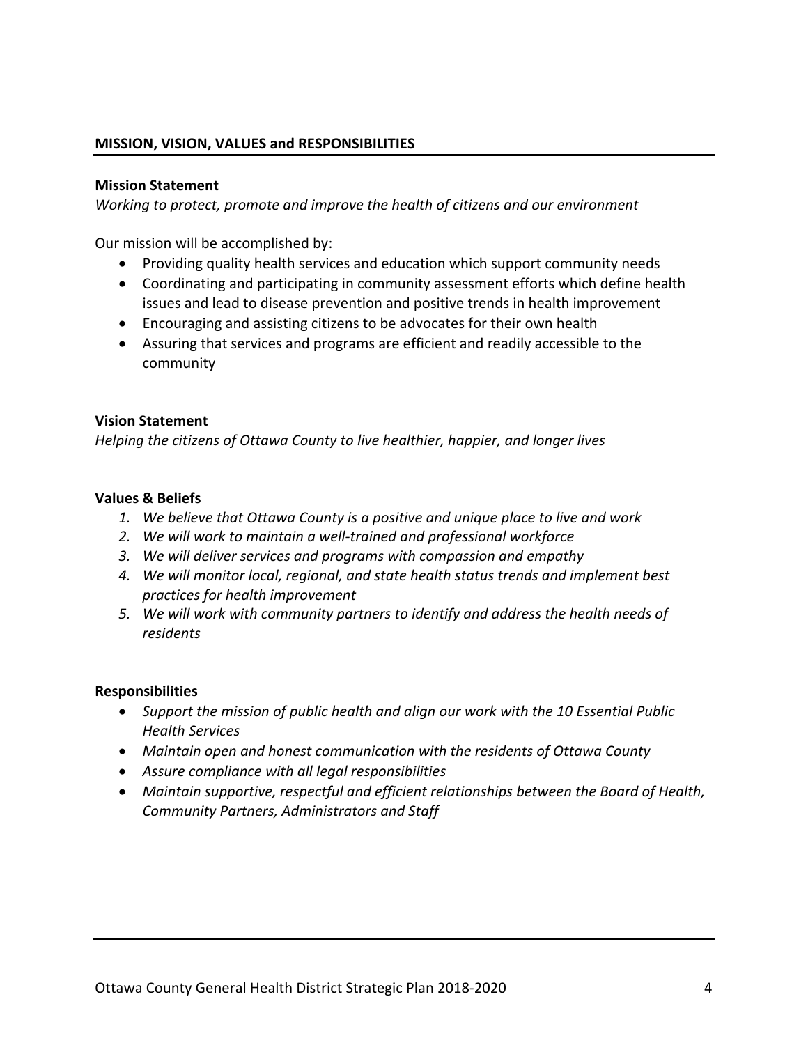## MISSION, VISION, VALUES and RESPONSIBILITIES

### Mission Statement

*Working to protect, promote and improve the health of citizens and our environment*

Our mission will be accomplished by:

- Providing quality health services and education which support community needs
- Coordinating and participating in community assessment efforts which define health issues and lead to disease prevention and positive trends in health improvement
- Encouraging and assisting citizens to be advocates for their own health
- Assuring that services and programs are efficient and readily accessible to the community

### Vision Statement

*Helping the citizens of Ottawa County to live healthier, happier, and longer lives*

### Values & Beliefs

1. *We believe that Ottawa County is a positive and unique place to live and work*
2. *We will work to maintain a well-trained and professional workforce*
3. *We will deliver services and programs with compassion and empathy*
4. *We will monitor local, regional, and state health status trends and implement best practices for health improvement*
5. *We will work with community partners to identify and address the health needs of residents*

### Responsibilities

- *Support the mission of public health and align our work with the 10 Essential Public Health Services*
- *Maintain open and honest communication with the residents of Ottawa County*
- *Assure compliance with all legal responsibilities*
- *Maintain supportive, respectful and efficient relationships between the Board of Health, Community Partners, Administrators and Staff*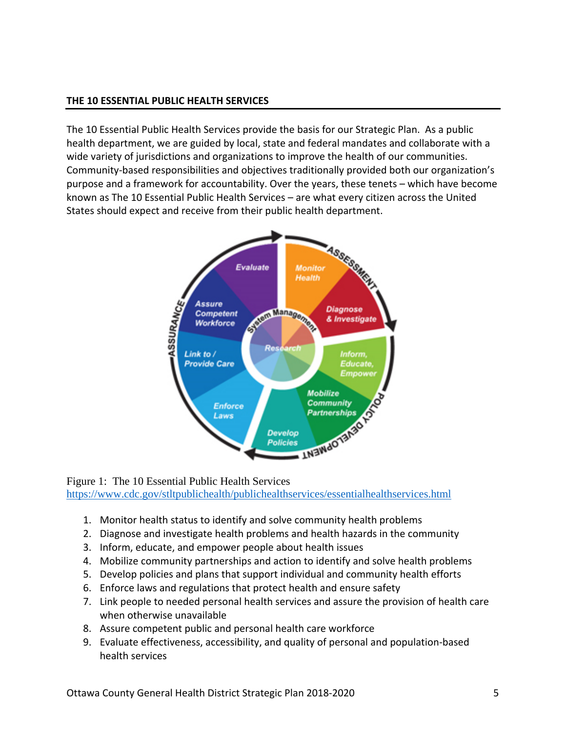## THE 10 ESSENTIAL PUBLIC HEALTH SERVICES

The 10 Essential Public Health Services provide the basis for our Strategic Plan. As a public health department, we are guided by local, state and federal mandates and collaborate with a wide variety of jurisdictions and organizations to improve the health of our communities. Community-based responsibilities and objectives traditionally provided both our organization's purpose and a framework for accountability. Over the years, these tenets – which have become known as The 10 Essential Public Health Services – are what every citizen across the United States should expect and receive from their public health department.

Figure 1: The 10 Essential Public Health Services
https://www.cdc.gov/stltpublichealth/publichealthservices/essentialhealthservices.html

1. Monitor health status to identify and solve community health problems
2. Diagnose and investigate health problems and health hazards in the community
3. Inform, educate, and empower people about health issues
4. Mobilize community partnerships and action to identify and solve health problems
5. Develop policies and plans that support individual and community health efforts
6. Enforce laws and regulations that protect health and ensure safety
7. Link people to needed personal health services and assure the provision of health care when otherwise unavailable
8. Assure competent public and personal health care workforce
9. Evaluate effectiveness, accessibility, and quality of personal and population-based health services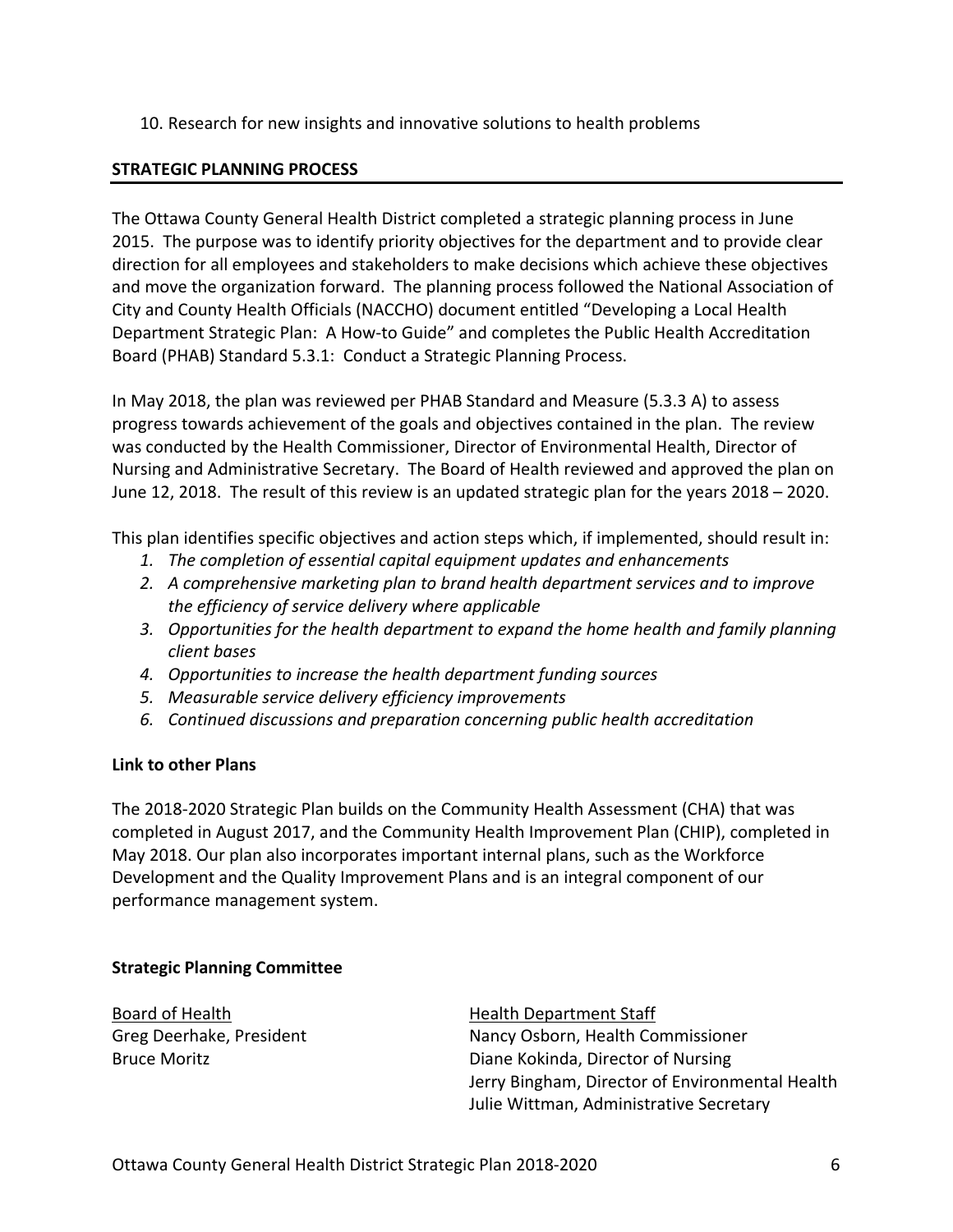10. Research for new insights and innovative solutions to health problems

## STRATEGIC PLANNING PROCESS

The Ottawa County General Health District completed a strategic planning process in June 2015. The purpose was to identify priority objectives for the department and to provide clear direction for all employees and stakeholders to make decisions which achieve these objectives and move the organization forward. The planning process followed the National Association of City and County Health Officials (NACCHO) document entitled "Developing a Local Health Department Strategic Plan: A How-to Guide" and completes the Public Health Accreditation Board (PHAB) Standard 5.3.1: Conduct a Strategic Planning Process.

In May 2018, the plan was reviewed per PHAB Standard and Measure (5.3.3 A) to assess progress towards achievement of the goals and objectives contained in the plan. The review was conducted by the Health Commissioner, Director of Environmental Health, Director of Nursing and Administrative Secretary. The Board of Health reviewed and approved the plan on June 12, 2018. The result of this review is an updated strategic plan for the years 2018 – 2020.

This plan identifies specific objectives and action steps which, if implemented, should result in:

1. *The completion of essential capital equipment updates and enhancements*
2. *A comprehensive marketing plan to brand health department services and to improve the efficiency of service delivery where applicable*
3. *Opportunities for the health department to expand the home health and family planning client bases*
4. *Opportunities to increase the health department funding sources*
5. *Measurable service delivery efficiency improvements*
6. *Continued discussions and preparation concerning public health accreditation*

### Link to other Plans

The 2018-2020 Strategic Plan builds on the Community Health Assessment (CHA) that was completed in August 2017, and the Community Health Improvement Plan (CHIP), completed in May 2018. Our plan also incorporates important internal plans, such as the Workforce Development and the Quality Improvement Plans and is an integral component of our performance management system.

### Strategic Planning Committee

Board of Health
Greg Deerhake, President
Bruce Moritz

Health Department Staff
Nancy Osborn, Health Commissioner
Diane Kokinda, Director of Nursing
Jerry Bingham, Director of Environmental Health
Julie Wittman, Administrative Secretary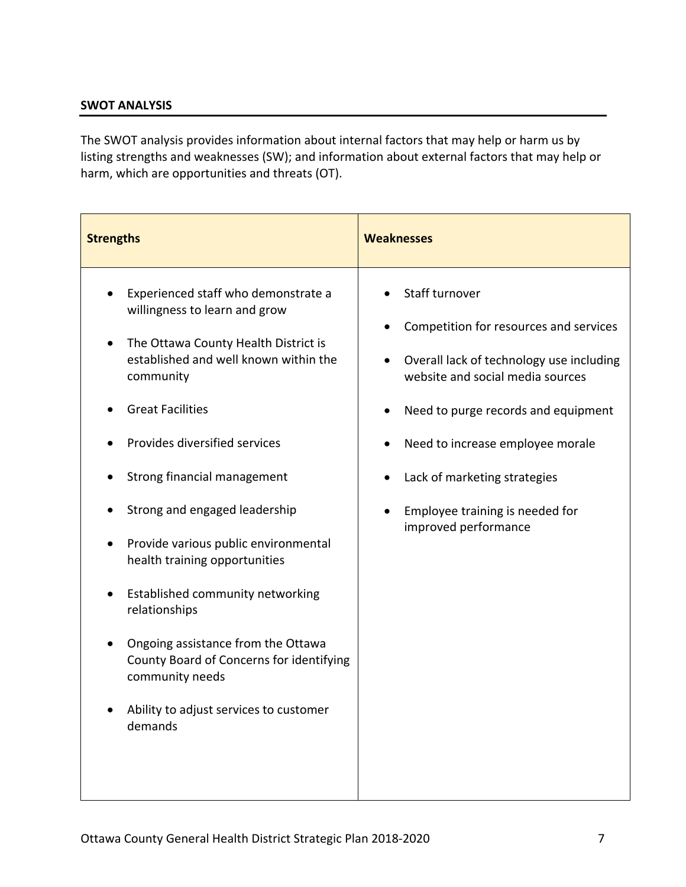## SWOT ANALYSIS

The SWOT analysis provides information about internal factors that may help or harm us by listing strengths and weaknesses (SW); and information about external factors that may help or harm, which are opportunities and threats (OT).

| Strengths | Weaknesses |
|---|---|
| • Experienced staff who demonstrate a willingness to learn and grow<br>• The Ottawa County Health District is established and well known within the community<br>• Great Facilities<br>• Provides diversified services<br>• Strong financial management<br>• Strong and engaged leadership<br>• Provide various public environmental health training opportunities<br>• Established community networking relationships<br>• Ongoing assistance from the Ottawa County Board of Concerns for identifying community needs<br>• Ability to adjust services to customer demands | • Staff turnover<br>• Competition for resources and services<br>• Overall lack of technology use including website and social media sources<br>• Need to purge records and equipment<br>• Need to increase employee morale<br>• Lack of marketing strategies<br>• Employee training is needed for improved performance |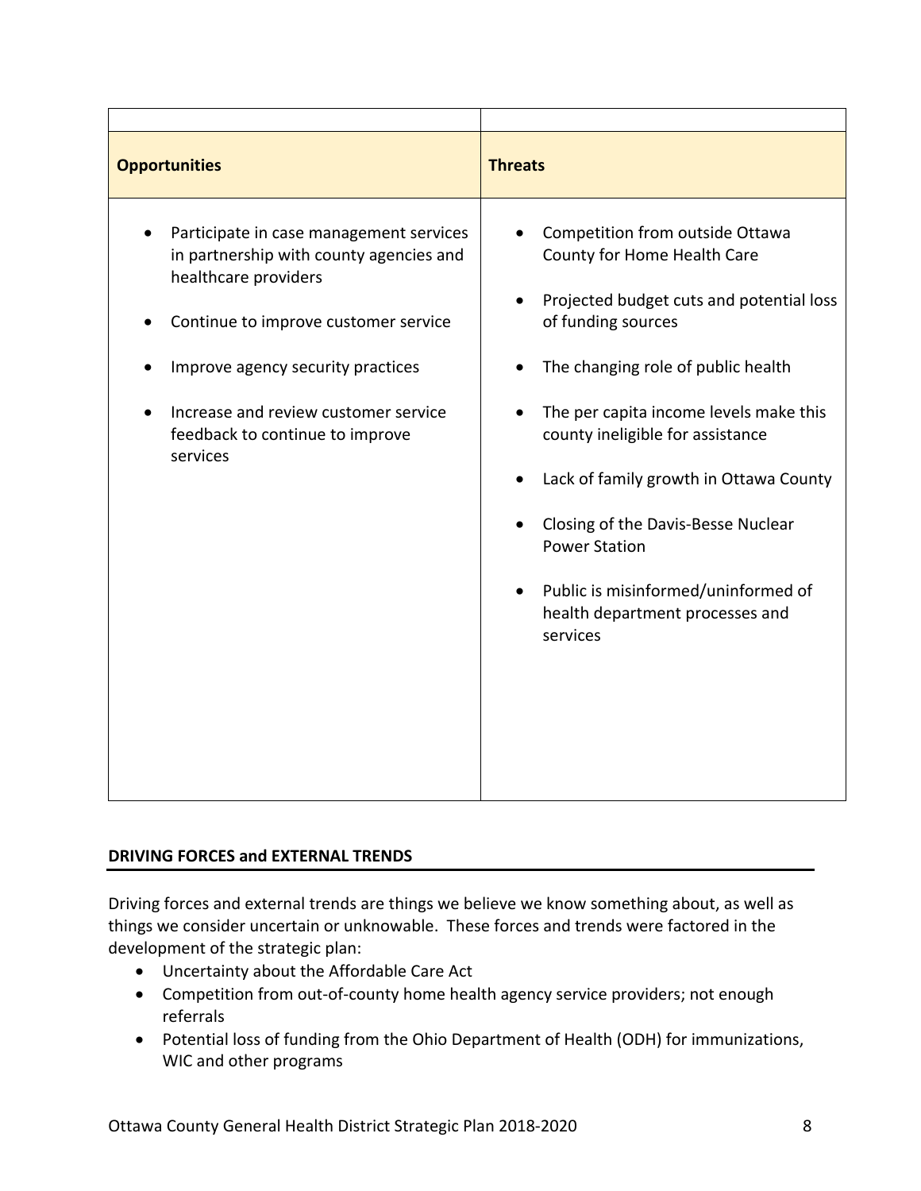| | |
|---|---|
| **Opportunities** | **Threats** |
| • Participate in case management services in partnership with county agencies and healthcare providers<br>• Continue to improve customer service<br>• Improve agency security practices<br>• Increase and review customer service feedback to continue to improve services | • Competition from outside Ottawa County for Home Health Care<br>• Projected budget cuts and potential loss of funding sources<br>• The changing role of public health<br>• The per capita income levels make this county ineligible for assistance<br>• Lack of family growth in Ottawa County<br>• Closing of the Davis-Besse Nuclear Power Station<br>• Public is misinformed/uninformed of health department processes and services |

## DRIVING FORCES and EXTERNAL TRENDS

Driving forces and external trends are things we believe we know something about, as well as things we consider uncertain or unknowable. These forces and trends were factored in the development of the strategic plan:

- Uncertainty about the Affordable Care Act
- Competition from out-of-county home health agency service providers; not enough referrals
- Potential loss of funding from the Ohio Department of Health (ODH) for immunizations, WIC and other programs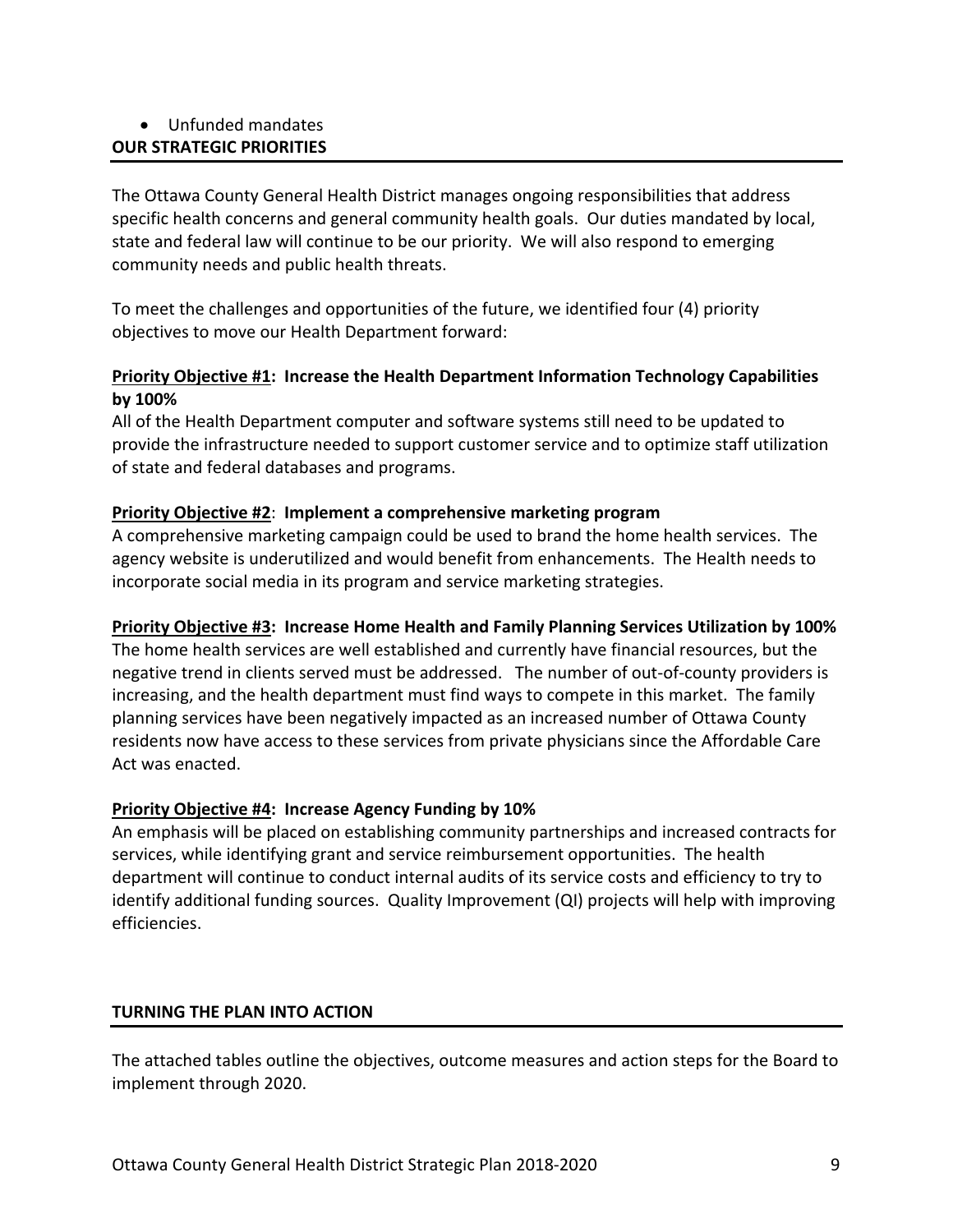- Unfunded mandates

## OUR STRATEGIC PRIORITIES

The Ottawa County General Health District manages ongoing responsibilities that address specific health concerns and general community health goals. Our duties mandated by local, state and federal law will continue to be our priority. We will also respond to emerging community needs and public health threats.

To meet the challenges and opportunities of the future, we identified four (4) priority objectives to move our Health Department forward:

**Priority Objective #1: Increase the Health Department Information Technology Capabilities by 100%**

All of the Health Department computer and software systems still need to be updated to provide the infrastructure needed to support customer service and to optimize staff utilization of state and federal databases and programs.

**Priority Objective #2**: **Implement a comprehensive marketing program**

A comprehensive marketing campaign could be used to brand the home health services. The agency website is underutilized and would benefit from enhancements. The Health needs to incorporate social media in its program and service marketing strategies.

**Priority Objective #3: Increase Home Health and Family Planning Services Utilization by 100%**

The home health services are well established and currently have financial resources, but the negative trend in clients served must be addressed. The number of out-of-county providers is increasing, and the health department must find ways to compete in this market. The family planning services have been negatively impacted as an increased number of Ottawa County residents now have access to these services from private physicians since the Affordable Care Act was enacted.

**Priority Objective #4: Increase Agency Funding by 10%**

An emphasis will be placed on establishing community partnerships and increased contracts for services, while identifying grant and service reimbursement opportunities. The health department will continue to conduct internal audits of its service costs and efficiency to try to identify additional funding sources. Quality Improvement (QI) projects will help with improving efficiencies.

## TURNING THE PLAN INTO ACTION

The attached tables outline the objectives, outcome measures and action steps for the Board to implement through 2020.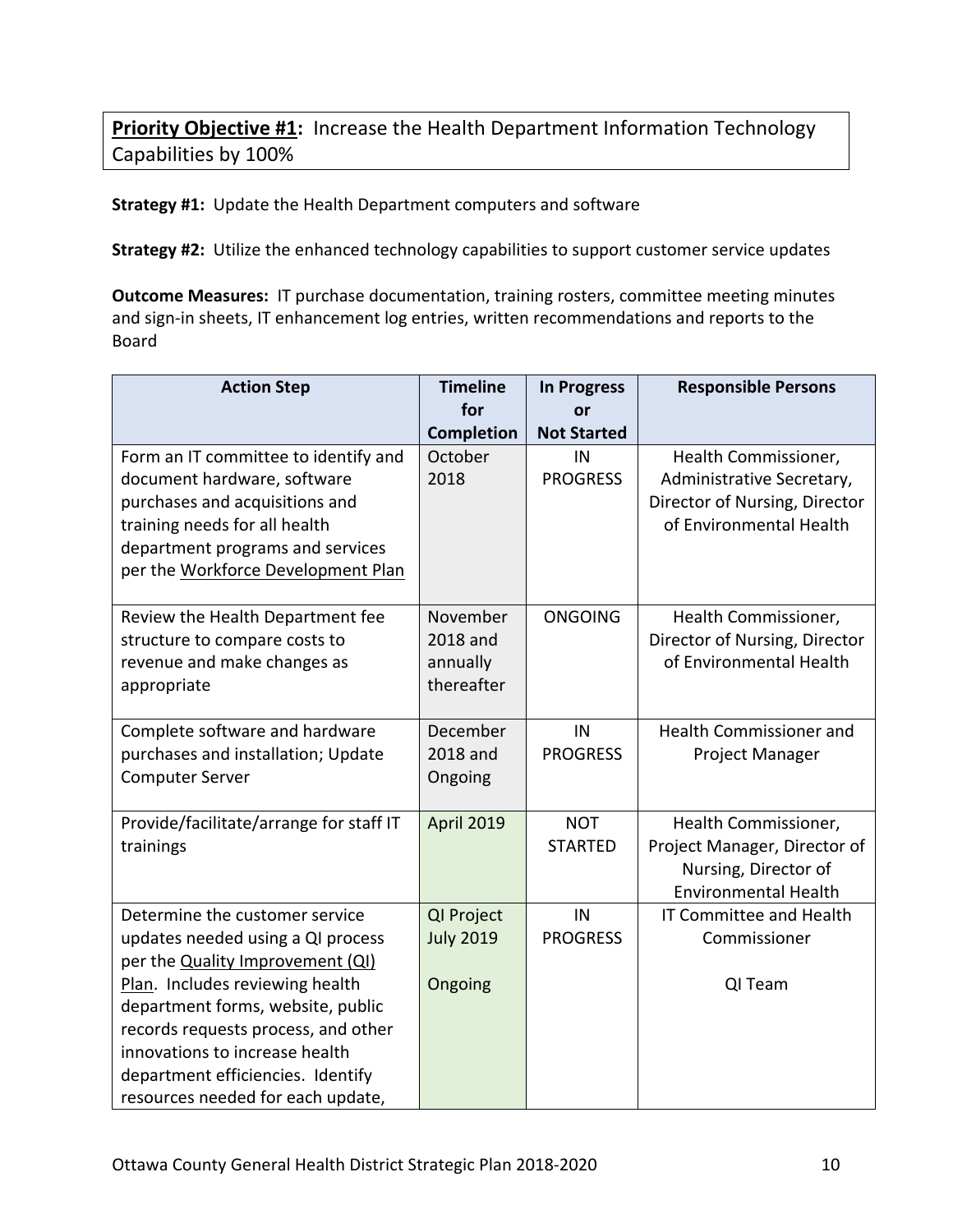**Priority Objective #1:** Increase the Health Department Information Technology Capabilities by 100%

**Strategy #1:** Update the Health Department computers and software

**Strategy #2:** Utilize the enhanced technology capabilities to support customer service updates

**Outcome Measures:** IT purchase documentation, training rosters, committee meeting minutes and sign-in sheets, IT enhancement log entries, written recommendations and reports to the Board

| Action Step | Timeline for Completion | In Progress or Not Started | Responsible Persons |
|---|---|---|---|
| Form an IT committee to identify and document hardware, software purchases and acquisitions and training needs for all health department programs and services per the Workforce Development Plan | October 2018 | IN PROGRESS | Health Commissioner, Administrative Secretary, Director of Nursing, Director of Environmental Health |
| Review the Health Department fee structure to compare costs to revenue and make changes as appropriate | November 2018 and annually thereafter | ONGOING | Health Commissioner, Director of Nursing, Director of Environmental Health |
| Complete software and hardware purchases and installation; Update Computer Server | December 2018 and Ongoing | IN PROGRESS | Health Commissioner and Project Manager |
| Provide/facilitate/arrange for staff IT trainings | April 2019 | NOT STARTED | Health Commissioner, Project Manager, Director of Nursing, Director of Environmental Health |
| Determine the customer service updates needed using a QI process per the Quality Improvement (QI) Plan. Includes reviewing health department forms, website, public records requests process, and other innovations to increase health department efficiencies. Identify resources needed for each update, | QI Project July 2019<br><br>Ongoing | IN PROGRESS | IT Committee and Health Commissioner<br><br>QI Team |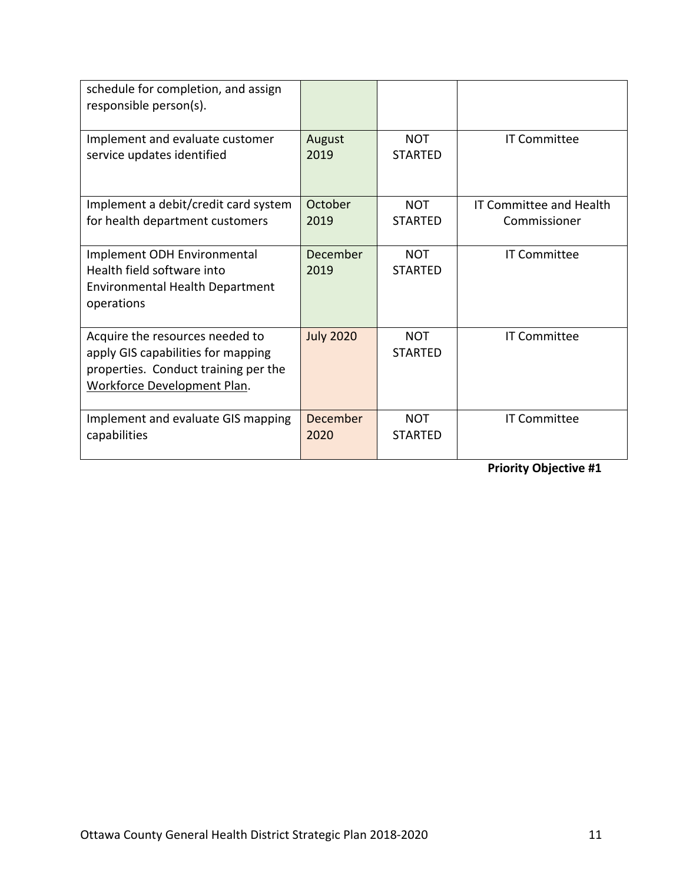| | | | |
|---|---|---|---|
| schedule for completion, and assign responsible person(s). | | | |
| Implement and evaluate customer service updates identified | August 2019 | NOT STARTED | IT Committee |
| Implement a debit/credit card system for health department customers | October 2019 | NOT STARTED | IT Committee and Health Commissioner |
| Implement ODH Environmental Health field software into Environmental Health Department operations | December 2019 | NOT STARTED | IT Committee |
| Acquire the resources needed to apply GIS capabilities for mapping properties. Conduct training per the Workforce Development Plan. | July 2020 | NOT STARTED | IT Committee |
| Implement and evaluate GIS mapping capabilities | December 2020 | NOT STARTED | IT Committee |

**Priority Objective #1**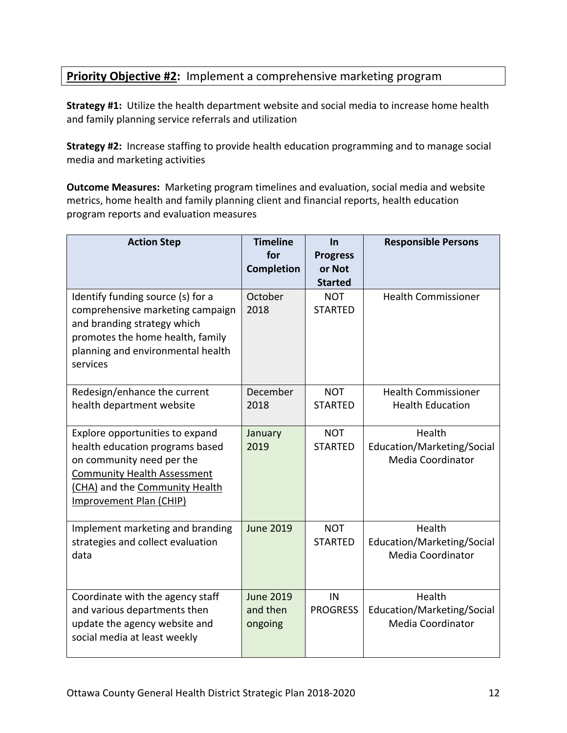**Priority Objective #2:** Implement a comprehensive marketing program

**Strategy #1:** Utilize the health department website and social media to increase home health and family planning service referrals and utilization

**Strategy #2:** Increase staffing to provide health education programming and to manage social media and marketing activities

**Outcome Measures:** Marketing program timelines and evaluation, social media and website metrics, home health and family planning client and financial reports, health education program reports and evaluation measures

| Action Step | Timeline for Completion | In Progress or Not Started | Responsible Persons |
|---|---|---|---|
| Identify funding source (s) for a comprehensive marketing campaign and branding strategy which promotes the home health, family planning and environmental health services | October 2018 | NOT STARTED | Health Commissioner |
| Redesign/enhance the current health department website | December 2018 | NOT STARTED | Health Commissioner<br>Health Education |
| Explore opportunities to expand health education programs based on community need per the Community Health Assessment (CHA) and the Community Health Improvement Plan (CHIP) | January 2019 | NOT STARTED | Health Education/Marketing/Social Media Coordinator |
| Implement marketing and branding strategies and collect evaluation data | June 2019 | NOT STARTED | Health Education/Marketing/Social Media Coordinator |
| Coordinate with the agency staff and various departments then update the agency website and social media at least weekly | June 2019 and then ongoing | IN PROGRESS | Health Education/Marketing/Social Media Coordinator |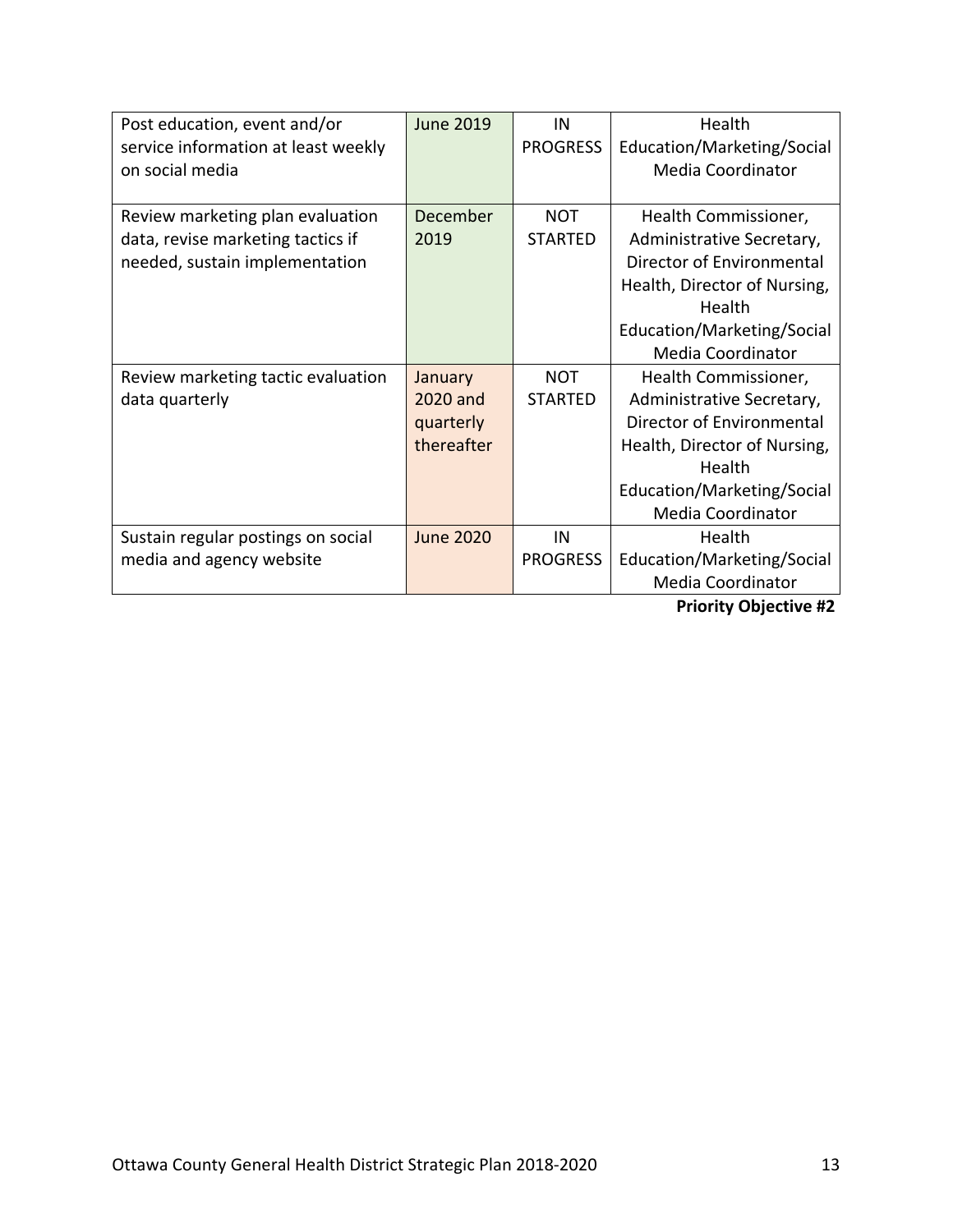| | | | |
|---|---|---|---|
| Post education, event and/or service information at least weekly on social media | June 2019 | IN PROGRESS | Health Education/Marketing/Social Media Coordinator |
| Review marketing plan evaluation data, revise marketing tactics if needed, sustain implementation | December 2019 | NOT STARTED | Health Commissioner, Administrative Secretary, Director of Environmental Health, Director of Nursing, Health Education/Marketing/Social Media Coordinator |
| Review marketing tactic evaluation data quarterly | January 2020 and quarterly thereafter | NOT STARTED | Health Commissioner, Administrative Secretary, Director of Environmental Health, Director of Nursing, Health Education/Marketing/Social Media Coordinator |
| Sustain regular postings on social media and agency website | June 2020 | IN PROGRESS | Health Education/Marketing/Social Media Coordinator |

**Priority Objective #2**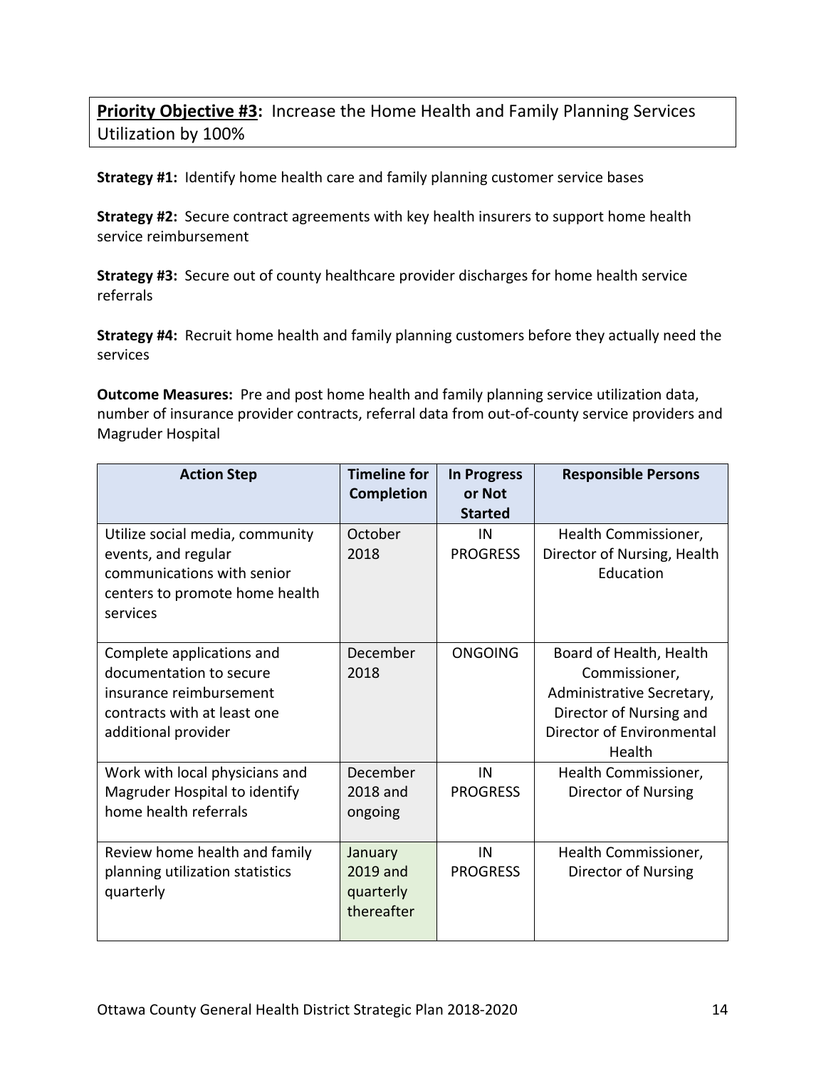**<u>Priority Objective #3</u>:** Increase the Home Health and Family Planning Services Utilization by 100%

**Strategy #1:** Identify home health care and family planning customer service bases

**Strategy #2:** Secure contract agreements with key health insurers to support home health service reimbursement

**Strategy #3:** Secure out of county healthcare provider discharges for home health service referrals

**Strategy #4:** Recruit home health and family planning customers before they actually need the services

**Outcome Measures:** Pre and post home health and family planning service utilization data, number of insurance provider contracts, referral data from out-of-county service providers and Magruder Hospital

| Action Step | Timeline for Completion | In Progress or Not Started | Responsible Persons |
|---|---|---|---|
| Utilize social media, community events, and regular communications with senior centers to promote home health services | October 2018 | IN PROGRESS | Health Commissioner, Director of Nursing, Health Education |
| Complete applications and documentation to secure insurance reimbursement contracts with at least one additional provider | December 2018 | ONGOING | Board of Health, Health Commissioner, Administrative Secretary, Director of Nursing and Director of Environmental Health |
| Work with local physicians and Magruder Hospital to identify home health referrals | December 2018 and ongoing | IN PROGRESS | Health Commissioner, Director of Nursing |
| Review home health and family planning utilization statistics quarterly | January 2019 and quarterly thereafter | IN PROGRESS | Health Commissioner, Director of Nursing |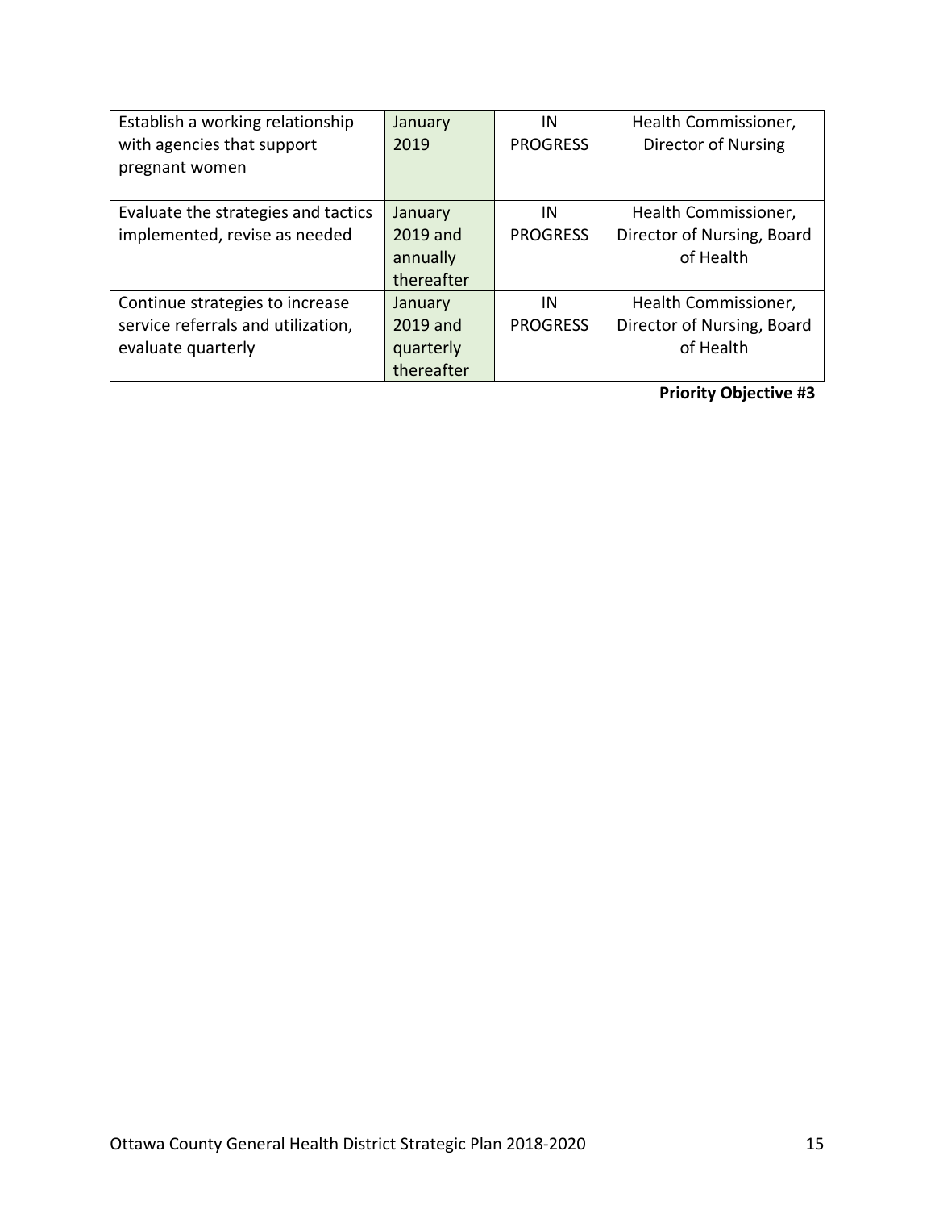| | | | |
|---|---|---|---|
| Establish a working relationship with agencies that support pregnant women | January 2019 | IN PROGRESS | Health Commissioner, Director of Nursing |
| Evaluate the strategies and tactics implemented, revise as needed | January 2019 and annually thereafter | IN PROGRESS | Health Commissioner, Director of Nursing, Board of Health |
| Continue strategies to increase service referrals and utilization, evaluate quarterly | January 2019 and quarterly thereafter | IN PROGRESS | Health Commissioner, Director of Nursing, Board of Health |

**Priority Objective #3**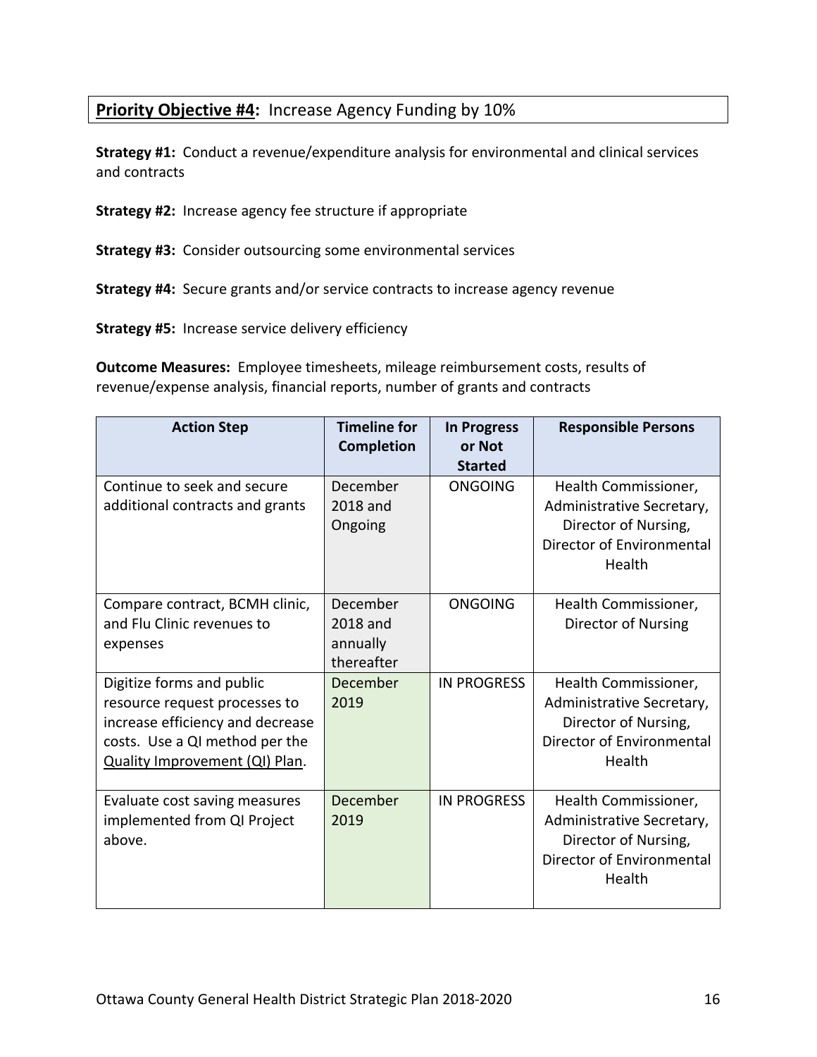**<u>Priority Objective #4</u>:** Increase Agency Funding by 10%

**Strategy #1:** Conduct a revenue/expenditure analysis for environmental and clinical services and contracts

**Strategy #2:** Increase agency fee structure if appropriate

**Strategy #3:** Consider outsourcing some environmental services

**Strategy #4:** Secure grants and/or service contracts to increase agency revenue

**Strategy #5:** Increase service delivery efficiency

**Outcome Measures:** Employee timesheets, mileage reimbursement costs, results of revenue/expense analysis, financial reports, number of grants and contracts

| Action Step | Timeline for Completion | In Progress or Not Started | Responsible Persons |
|---|---|---|---|
| Continue to seek and secure additional contracts and grants | December 2018 and Ongoing | ONGOING | Health Commissioner, Administrative Secretary, Director of Nursing, Director of Environmental Health |
| Compare contract, BCMH clinic, and Flu Clinic revenues to expenses | December 2018 and annually thereafter | ONGOING | Health Commissioner, Director of Nursing |
| Digitize forms and public resource request processes to increase efficiency and decrease costs. Use a QI method per the <u>Quality Improvement (QI) Plan</u>. | December 2019 | IN PROGRESS | Health Commissioner, Administrative Secretary, Director of Nursing, Director of Environmental Health |
| Evaluate cost saving measures implemented from QI Project above. | December 2019 | IN PROGRESS | Health Commissioner, Administrative Secretary, Director of Nursing, Director of Environmental Health |